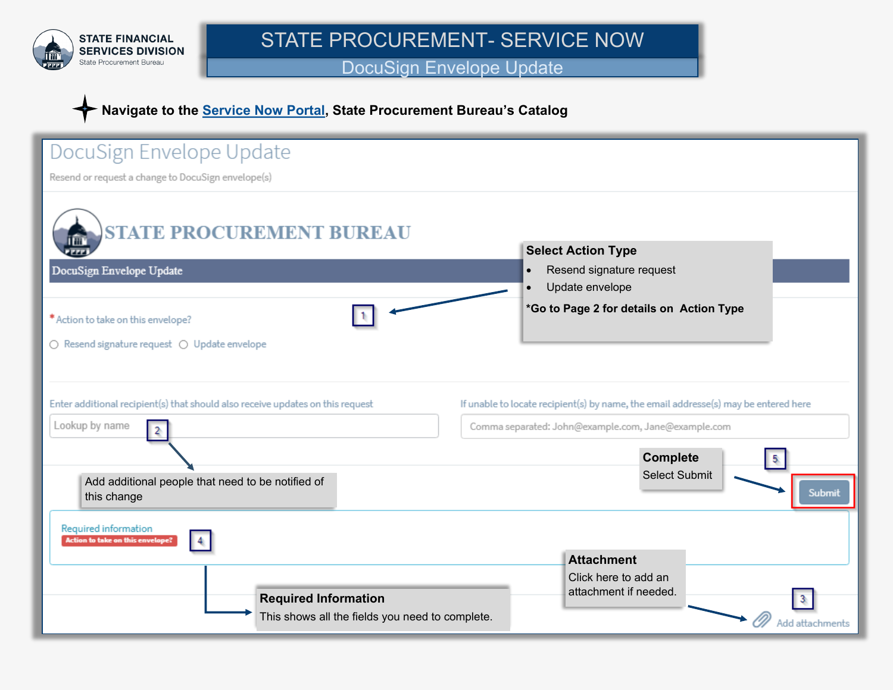# STATE FINANCIAL SERVICES DIVISION

State Procurement Bureau

# STATE PROCUREMENT- SERVICE NOW

## DocuSign Envelope Update

**Navigate to the Service Now Portal, State Procurement Bureau's Catalog**

DocuSign Envelope Update

Resend or request a change to DocuSign envelope(s)

STATE PROCUREMENT BUREAU

DocuSign Envelope Update

**Select Action Type**

- Resend signature request
- Update envelope

***Go to Page 2 for details on Action Type**

1

* Action to take on this envelope?

○ Resend signature request ○ Update envelope

Enter additional recipient(s) that should also receive updates on this request

Lookup by name

2

Add additional people that need to be notified of this change

If unable to locate recipient(s) by name, the email address(es) may be entered here

Comma separated: John@example.com, Jane@example.com

**Complete**

Select Submit

5

Submit

Required information

Action to take on this envelope?

4

**Required Information**

This shows all the fields you need to complete.

**Attachment**

Click here to add an attachment if needed.

3

Add attachments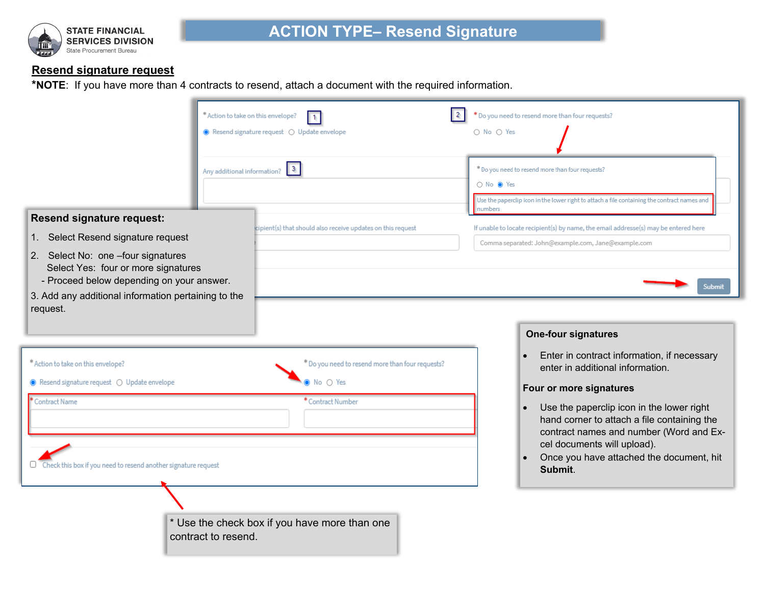STATE FINANCIAL SERVICES DIVISION
State Procurement Bureau

# ACTION TYPE– Resend Signature

## Resend signature request

***NOTE**: If you have more than 4 contracts to resend, attach a document with the required information.

*Action to take on this envelope? [1]

Resend signature request   Update envelope

[2] *Do you need to resend more than four requests?

No   Yes

*Do you need to resend more than four requests?

No   Yes

Use the paperclip icon in the lower right to attach a file containing the contract names and numbers

Any additional information? [3]

...cipient(s) that should also receive updates on this request

If unable to locate recipient(s) by name, the email addresse(s) may be entered here

Comma separated: John@example.com, Jane@example.com

Submit

**Resend signature request:**

1. Select Resend signature request
2. Select No: one –four signatures
   Select Yes: four or more signatures
   - Proceed below depending on your answer.
3. Add any additional information pertaining to the request.

*Action to take on this envelope?

Resend signature request   Update envelope

*Do you need to resend more than four requests?

No   Yes

*Contract Name

*Contract Number

Check this box if you need to resend another signature request

\* Use the check box if you have more than one contract to resend.

**One-four signatures**

- Enter in contract information, if necessary enter in additional information.

**Four or more signatures**

- Use the paperclip icon in the lower right hand corner to attach a file containing the contract names and number (Word and Excel documents will upload).
- Once you have attached the document, hit **Submit**.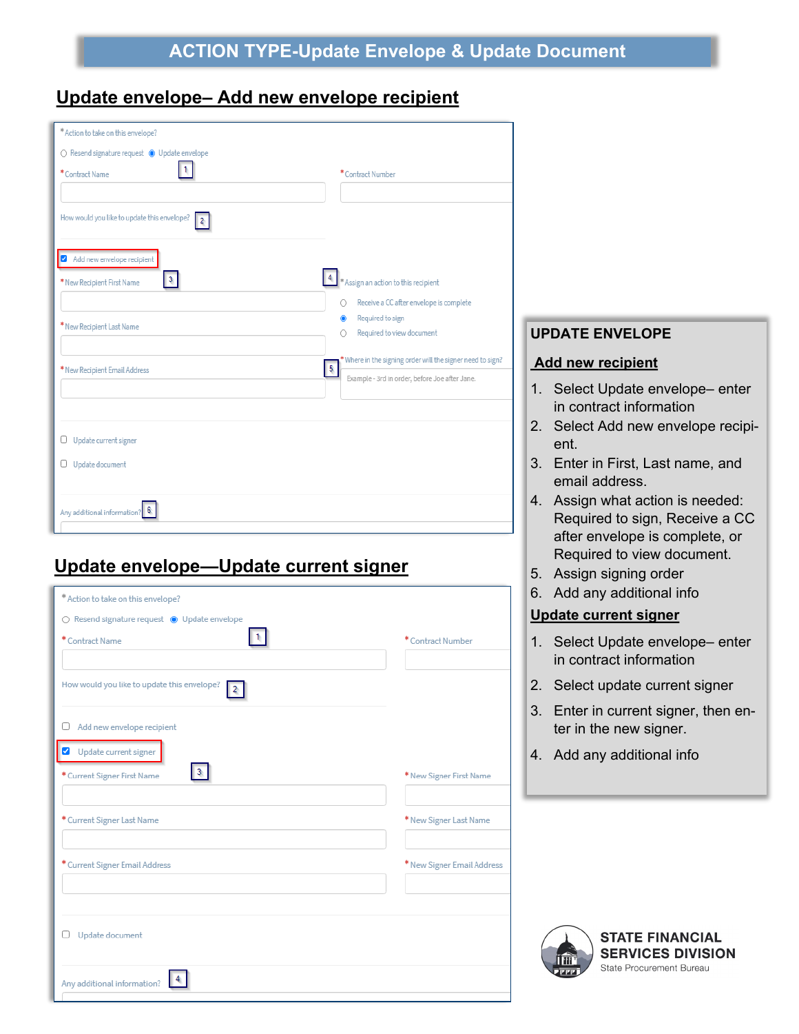# ACTION TYPE-Update Envelope & Update Document

## Update envelope– Add new envelope recipient

\* Action to take on this envelope?

○ Resend signature request ◉ Update envelope

\* Contract Name [1] \* Contract Number

How would you like to update this envelope? [2]

☑ Add new envelope recipient

\* New Recipient First Name [3]

\* New Recipient Last Name

\* New Recipient Email Address

[4] \* Assign an action to this recipient

○ Receive a CC after envelope is complete

◉ Required to sign

○ Required to view document

[5] \* Where in the signing order will the signer need to sign?

Example - 3rd in order, before Joe after Jane.

☐ Update current signer

☐ Update document

Any additional information? [6]

## Update envelope—Update current signer

\* Action to take on this envelope?

○ Resend signature request ◉ Update envelope

\* Contract Name [1] \* Contract Number

How would you like to update this envelope? [2]

☐ Add new envelope recipient

☑ Update current signer

\* Current Signer First Name [3] \* New Signer First Name

\* Current Signer Last Name \* New Signer Last Name

\* Current Signer Email Address \* New Signer Email Address

☐ Update document

Any additional information? [4]

### UPDATE ENVELOPE

**Add new recipient**

1. Select Update envelope– enter in contract information
2. Select Add new envelope recipient.
3. Enter in First, Last name, and email address.
4. Assign what action is needed: Required to sign, Receive a CC after envelope is complete, or Required to view document.
5. Assign signing order
6. Add any additional info

**Update current signer**

1. Select Update envelope– enter in contract information
2. Select update current signer
3. Enter in current signer, then enter in the new signer.
4. Add any additional info

STATE FINANCIAL SERVICES DIVISION
State Procurement Bureau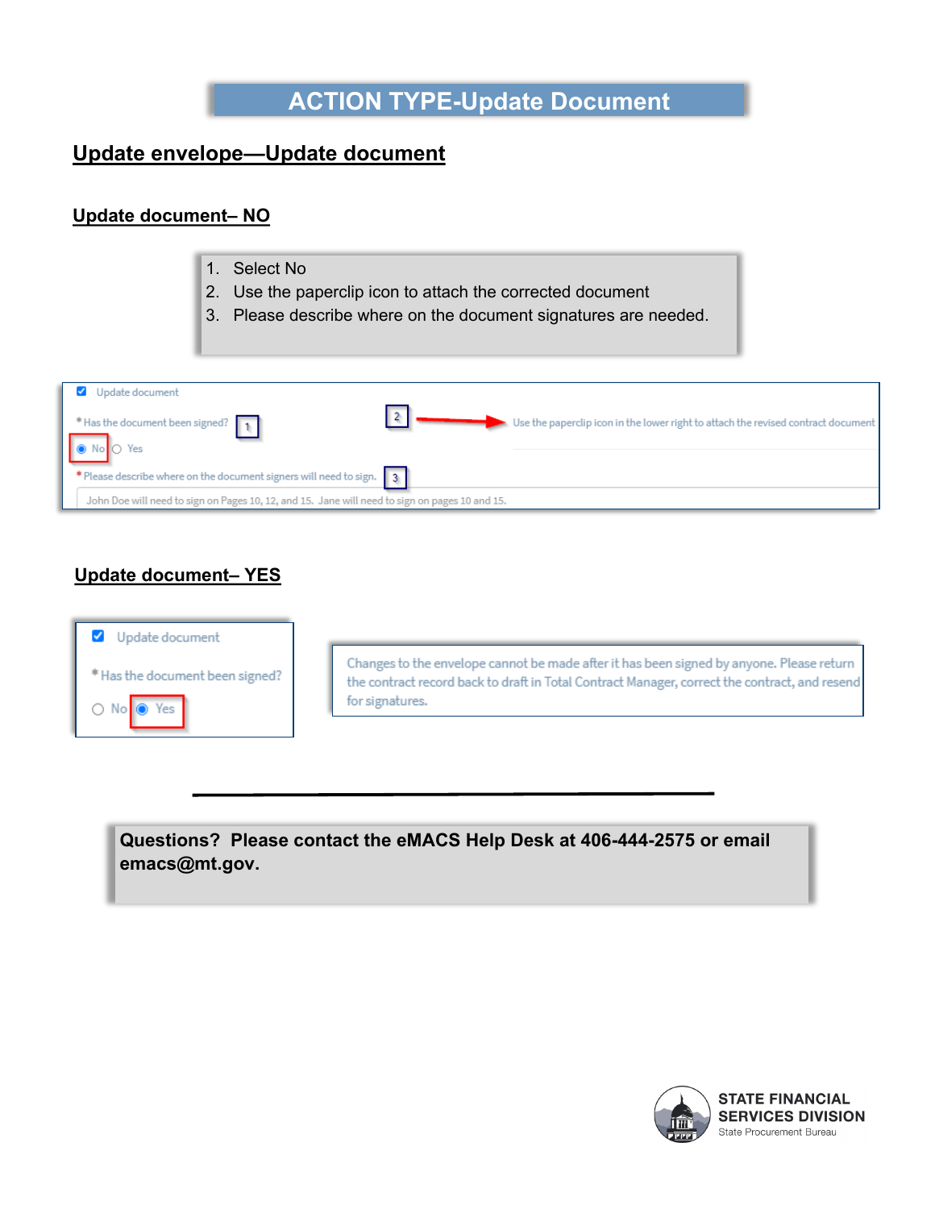# ACTION TYPE-Update Document

## Update envelope—Update document

### Update document– NO

1. Select No
2. Use the paperclip icon to attach the corrected document
3. Please describe where on the document signatures are needed.

Update document

* Has the document been signed? 1

No Yes

2 Use the paperclip icon in the lower right to attach the revised contract document

* Please describe where on the document signers will need to sign. 3

John Doe will need to sign on Pages 10, 12, and 15. Jane will need to sign on pages 10 and 15.

### Update document– YES

Update document

* Has the document been signed?

No Yes

Changes to the envelope cannot be made after it has been signed by anyone. Please return the contract record back to draft in Total Contract Manager, correct the contract, and resend for signatures.

---

**Questions? Please contact the eMACS Help Desk at 406-444-2575 or email emacs@mt.gov.**

STATE FINANCIAL SERVICES DIVISION
State Procurement Bureau